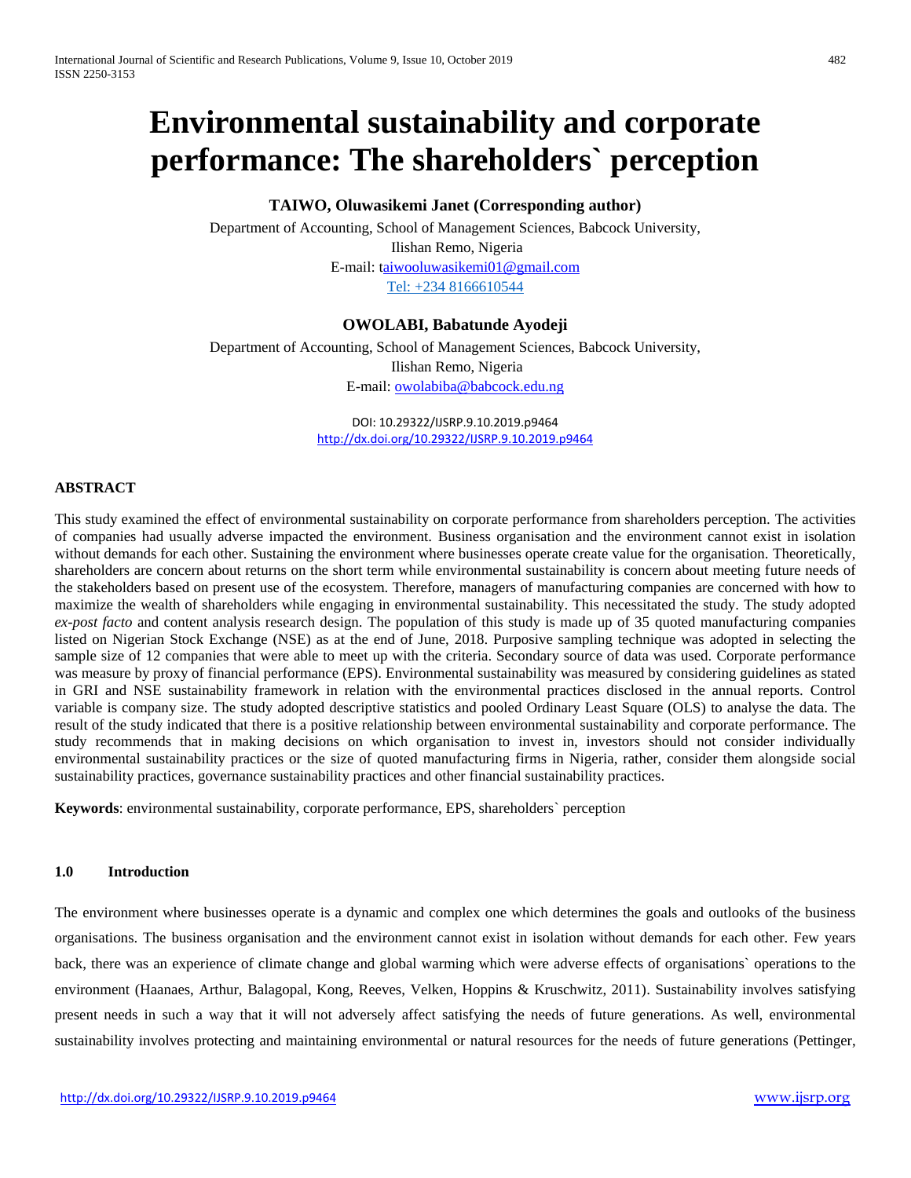# Environmental sustainability and corporate performance: The shareholders` perception

**TAIWO, Oluwasikemi Janet (Corresponding author)**

Department of Accounting, School of Management Sciences, Babcock University, Ilishan Remo, Nigeria

E-mail: taiwooluwasikemi01@gmail.com

Tel: +234 8166610544

**OWOLABI, Babatunde Ayodeji**

Department of Accounting, School of Management Sciences, Babcock University, Ilishan Remo, Nigeria

E-mail: owolabiba@babcock.edu.ng

DOI: 10.29322/IJSRP.9.10.2019.p9464
http://dx.doi.org/10.29322/IJSRP.9.10.2019.p9464

## ABSTRACT

This study examined the effect of environmental sustainability on corporate performance from shareholders perception. The activities of companies had usually adverse impacted the environment. Business organisation and the environment cannot exist in isolation without demands for each other. Sustaining the environment where businesses operate create value for the organisation. Theoretically, shareholders are concern about returns on the short term while environmental sustainability is concern about meeting future needs of the stakeholders based on present use of the ecosystem. Therefore, managers of manufacturing companies are concerned with how to maximize the wealth of shareholders while engaging in environmental sustainability. This necessitated the study. The study adopted *ex-post facto* and content analysis research design. The population of this study is made up of 35 quoted manufacturing companies listed on Nigerian Stock Exchange (NSE) as at the end of June, 2018. Purposive sampling technique was adopted in selecting the sample size of 12 companies that were able to meet up with the criteria. Secondary source of data was used. Corporate performance was measure by proxy of financial performance (EPS). Environmental sustainability was measured by considering guidelines as stated in GRI and NSE sustainability framework in relation with the environmental practices disclosed in the annual reports. Control variable is company size. The study adopted descriptive statistics and pooled Ordinary Least Square (OLS) to analyse the data. The result of the study indicated that there is a positive relationship between environmental sustainability and corporate performance. The study recommends that in making decisions on which organisation to invest in, investors should not consider individually environmental sustainability practices or the size of quoted manufacturing firms in Nigeria, rather, consider them alongside social sustainability practices, governance sustainability practices and other financial sustainability practices.

**Keywords**: environmental sustainability, corporate performance, EPS, shareholders` perception

## 1.0 Introduction

The environment where businesses operate is a dynamic and complex one which determines the goals and outlooks of the business organisations. The business organisation and the environment cannot exist in isolation without demands for each other. Few years back, there was an experience of climate change and global warming which were adverse effects of organisations` operations to the environment (Haanaes, Arthur, Balagopal, Kong, Reeves, Velken, Hoppins & Kruschwitz, 2011). Sustainability involves satisfying present needs in such a way that it will not adversely affect satisfying the needs of future generations. As well, environmental sustainability involves protecting and maintaining environmental or natural resources for the needs of future generations (Pettinger,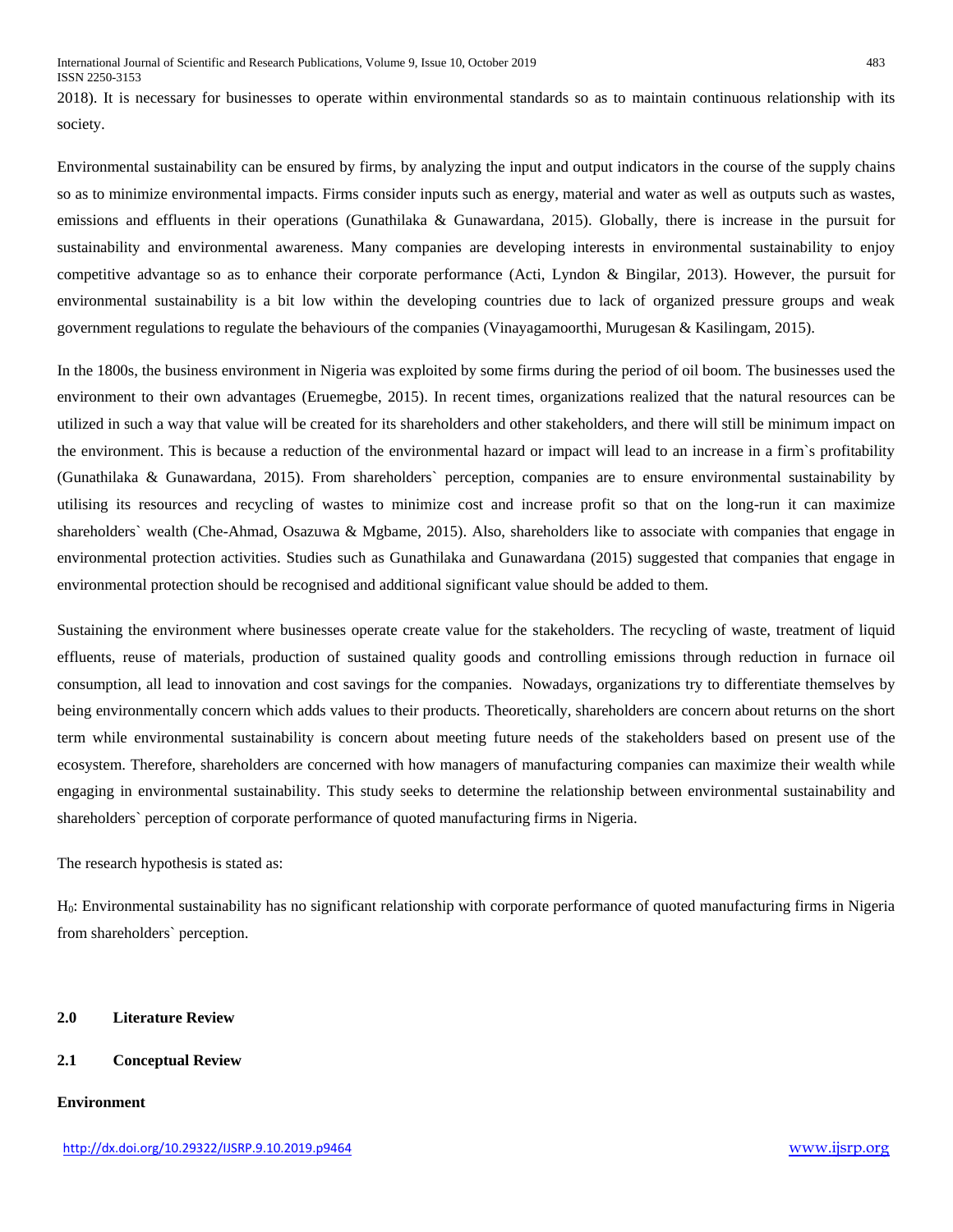2018). It is necessary for businesses to operate within environmental standards so as to maintain continuous relationship with its society.

Environmental sustainability can be ensured by firms, by analyzing the input and output indicators in the course of the supply chains so as to minimize environmental impacts. Firms consider inputs such as energy, material and water as well as outputs such as wastes, emissions and effluents in their operations (Gunathilaka & Gunawardana, 2015). Globally, there is increase in the pursuit for sustainability and environmental awareness. Many companies are developing interests in environmental sustainability to enjoy competitive advantage so as to enhance their corporate performance (Acti, Lyndon & Bingilar, 2013). However, the pursuit for environmental sustainability is a bit low within the developing countries due to lack of organized pressure groups and weak government regulations to regulate the behaviours of the companies (Vinayagamoorthi, Murugesan & Kasilingam, 2015).

In the 1800s, the business environment in Nigeria was exploited by some firms during the period of oil boom. The businesses used the environment to their own advantages (Eruemegbe, 2015). In recent times, organizations realized that the natural resources can be utilized in such a way that value will be created for its shareholders and other stakeholders, and there will still be minimum impact on the environment. This is because a reduction of the environmental hazard or impact will lead to an increase in a firm`s profitability (Gunathilaka & Gunawardana, 2015). From shareholders` perception, companies are to ensure environmental sustainability by utilising its resources and recycling of wastes to minimize cost and increase profit so that on the long-run it can maximize shareholders` wealth (Che-Ahmad, Osazuwa & Mgbame, 2015). Also, shareholders like to associate with companies that engage in environmental protection activities. Studies such as Gunathilaka and Gunawardana (2015) suggested that companies that engage in environmental protection should be recognised and additional significant value should be added to them.

Sustaining the environment where businesses operate create value for the stakeholders. The recycling of waste, treatment of liquid effluents, reuse of materials, production of sustained quality goods and controlling emissions through reduction in furnace oil consumption, all lead to innovation and cost savings for the companies. Nowadays, organizations try to differentiate themselves by being environmentally concern which adds values to their products. Theoretically, shareholders are concern about returns on the short term while environmental sustainability is concern about meeting future needs of the stakeholders based on present use of the ecosystem. Therefore, shareholders are concerned with how managers of manufacturing companies can maximize their wealth while engaging in environmental sustainability. This study seeks to determine the relationship between environmental sustainability and shareholders` perception of corporate performance of quoted manufacturing firms in Nigeria.

The research hypothesis is stated as:

$H_0$: Environmental sustainability has no significant relationship with corporate performance of quoted manufacturing firms in Nigeria from shareholders` perception.

## 2.0 Literature Review

### 2.1 Conceptual Review

**Environment**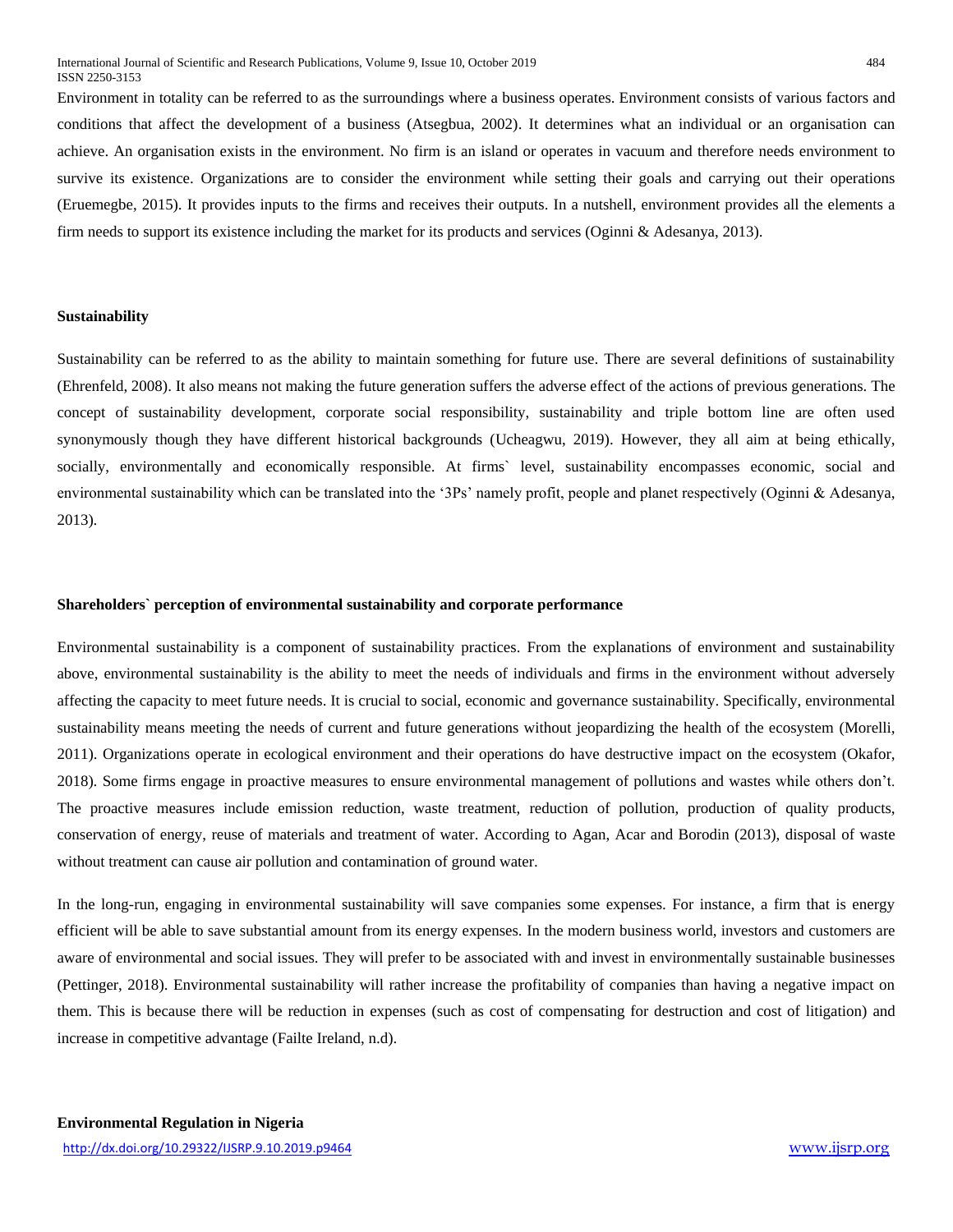Environment in totality can be referred to as the surroundings where a business operates. Environment consists of various factors and conditions that affect the development of a business (Atsegbua, 2002). It determines what an individual or an organisation can achieve. An organisation exists in the environment. No firm is an island or operates in vacuum and therefore needs environment to survive its existence. Organizations are to consider the environment while setting their goals and carrying out their operations (Eruemegbe, 2015). It provides inputs to the firms and receives their outputs. In a nutshell, environment provides all the elements a firm needs to support its existence including the market for its products and services (Oginni & Adesanya, 2013).

### Sustainability

Sustainability can be referred to as the ability to maintain something for future use. There are several definitions of sustainability (Ehrenfeld, 2008). It also means not making the future generation suffers the adverse effect of the actions of previous generations. The concept of sustainability development, corporate social responsibility, sustainability and triple bottom line are often used synonymously though they have different historical backgrounds (Ucheagwu, 2019). However, they all aim at being ethically, socially, environmentally and economically responsible. At firms` level, sustainability encompasses economic, social and environmental sustainability which can be translated into the '3Ps' namely profit, people and planet respectively (Oginni & Adesanya, 2013).

### Shareholders` perception of environmental sustainability and corporate performance

Environmental sustainability is a component of sustainability practices. From the explanations of environment and sustainability above, environmental sustainability is the ability to meet the needs of individuals and firms in the environment without adversely affecting the capacity to meet future needs. It is crucial to social, economic and governance sustainability. Specifically, environmental sustainability means meeting the needs of current and future generations without jeopardizing the health of the ecosystem (Morelli, 2011). Organizations operate in ecological environment and their operations do have destructive impact on the ecosystem (Okafor, 2018). Some firms engage in proactive measures to ensure environmental management of pollutions and wastes while others don't. The proactive measures include emission reduction, waste treatment, reduction of pollution, production of quality products, conservation of energy, reuse of materials and treatment of water. According to Agan, Acar and Borodin (2013), disposal of waste without treatment can cause air pollution and contamination of ground water.

In the long-run, engaging in environmental sustainability will save companies some expenses. For instance, a firm that is energy efficient will be able to save substantial amount from its energy expenses. In the modern business world, investors and customers are aware of environmental and social issues. They will prefer to be associated with and invest in environmentally sustainable businesses (Pettinger, 2018). Environmental sustainability will rather increase the profitability of companies than having a negative impact on them. This is because there will be reduction in expenses (such as cost of compensating for destruction and cost of litigation) and increase in competitive advantage (Failte Ireland, n.d).

### Environmental Regulation in Nigeria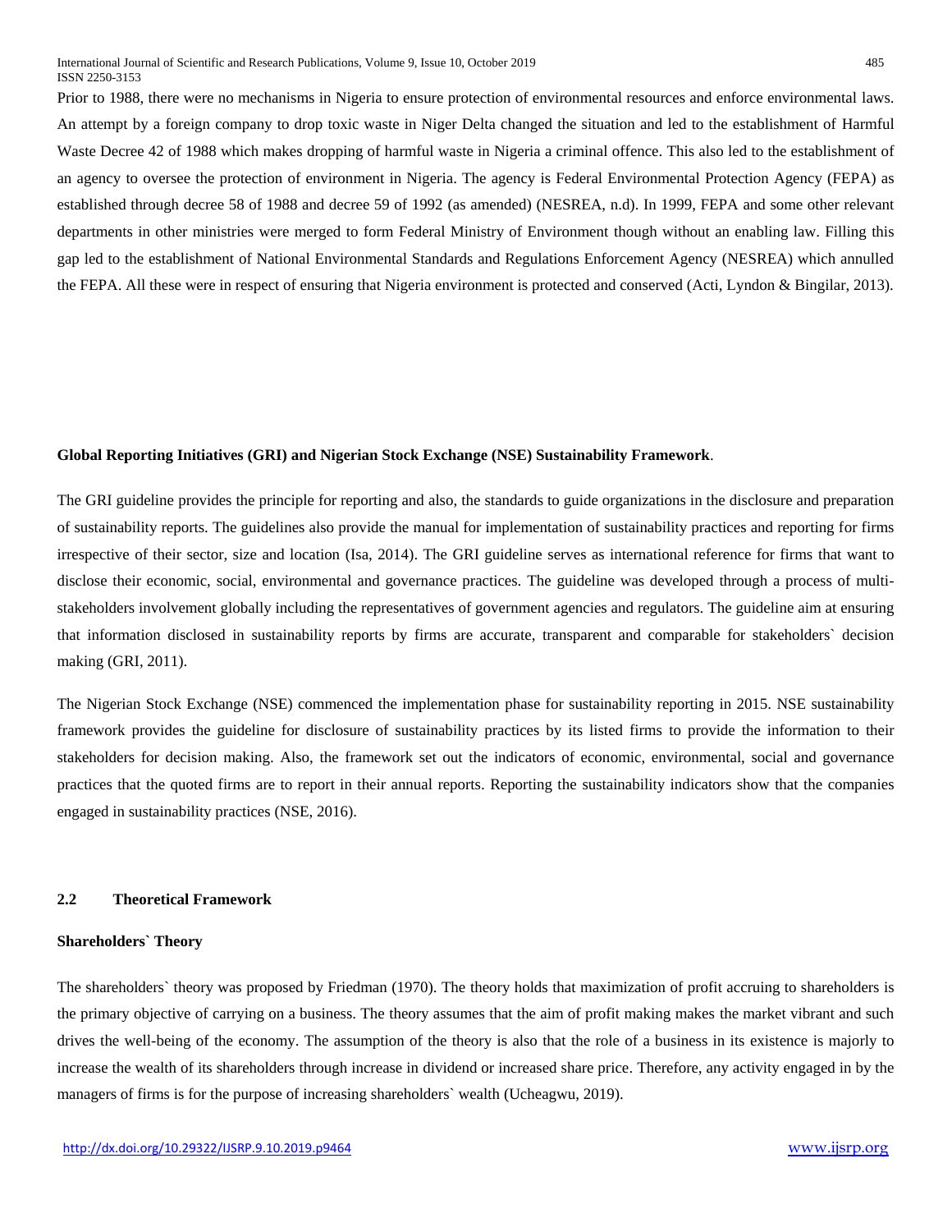Prior to 1988, there were no mechanisms in Nigeria to ensure protection of environmental resources and enforce environmental laws. An attempt by a foreign company to drop toxic waste in Niger Delta changed the situation and led to the establishment of Harmful Waste Decree 42 of 1988 which makes dropping of harmful waste in Nigeria a criminal offence. This also led to the establishment of an agency to oversee the protection of environment in Nigeria. The agency is Federal Environmental Protection Agency (FEPA) as established through decree 58 of 1988 and decree 59 of 1992 (as amended) (NESREA, n.d). In 1999, FEPA and some other relevant departments in other ministries were merged to form Federal Ministry of Environment though without an enabling law. Filling this gap led to the establishment of National Environmental Standards and Regulations Enforcement Agency (NESREA) which annulled the FEPA. All these were in respect of ensuring that Nigeria environment is protected and conserved (Acti, Lyndon & Bingilar, 2013).

**Global Reporting Initiatives (GRI) and Nigerian Stock Exchange (NSE) Sustainability Framework**.

The GRI guideline provides the principle for reporting and also, the standards to guide organizations in the disclosure and preparation of sustainability reports. The guidelines also provide the manual for implementation of sustainability practices and reporting for firms irrespective of their sector, size and location (Isa, 2014). The GRI guideline serves as international reference for firms that want to disclose their economic, social, environmental and governance practices. The guideline was developed through a process of multi-stakeholders involvement globally including the representatives of government agencies and regulators. The guideline aim at ensuring that information disclosed in sustainability reports by firms are accurate, transparent and comparable for stakeholders` decision making (GRI, 2011).

The Nigerian Stock Exchange (NSE) commenced the implementation phase for sustainability reporting in 2015. NSE sustainability framework provides the guideline for disclosure of sustainability practices by its listed firms to provide the information to their stakeholders for decision making. Also, the framework set out the indicators of economic, environmental, social and governance practices that the quoted firms are to report in their annual reports. Reporting the sustainability indicators show that the companies engaged in sustainability practices (NSE, 2016).

## 2.2 Theoretical Framework

**Shareholders` Theory**

The shareholders` theory was proposed by Friedman (1970). The theory holds that maximization of profit accruing to shareholders is the primary objective of carrying on a business. The theory assumes that the aim of profit making makes the market vibrant and such drives the well-being of the economy. The assumption of the theory is also that the role of a business in its existence is majorly to increase the wealth of its shareholders through increase in dividend or increased share price. Therefore, any activity engaged in by the managers of firms is for the purpose of increasing shareholders` wealth (Ucheagwu, 2019).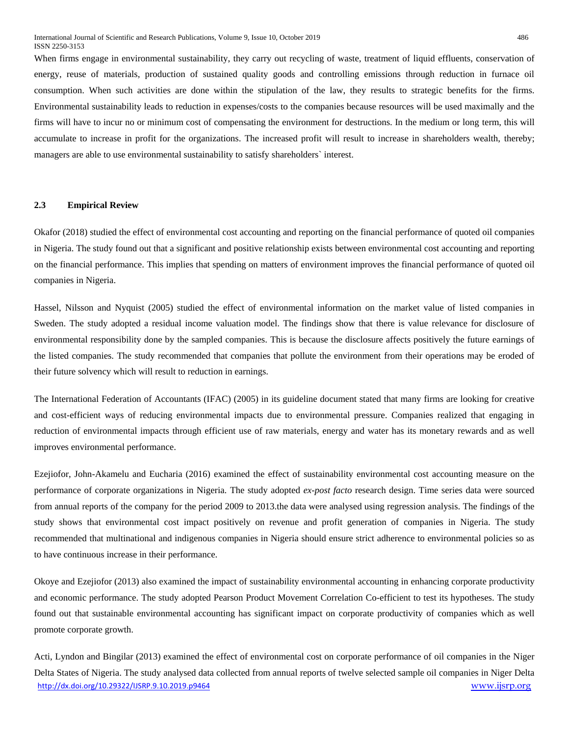When firms engage in environmental sustainability, they carry out recycling of waste, treatment of liquid effluents, conservation of energy, reuse of materials, production of sustained quality goods and controlling emissions through reduction in furnace oil consumption. When such activities are done within the stipulation of the law, they results to strategic benefits for the firms. Environmental sustainability leads to reduction in expenses/costs to the companies because resources will be used maximally and the firms will have to incur no or minimum cost of compensating the environment for destructions. In the medium or long term, this will accumulate to increase in profit for the organizations. The increased profit will result to increase in shareholders wealth, thereby; managers are able to use environmental sustainability to satisfy shareholders` interest.

### 2.3 Empirical Review

Okafor (2018) studied the effect of environmental cost accounting and reporting on the financial performance of quoted oil companies in Nigeria. The study found out that a significant and positive relationship exists between environmental cost accounting and reporting on the financial performance. This implies that spending on matters of environment improves the financial performance of quoted oil companies in Nigeria.

Hassel, Nilsson and Nyquist (2005) studied the effect of environmental information on the market value of listed companies in Sweden. The study adopted a residual income valuation model. The findings show that there is value relevance for disclosure of environmental responsibility done by the sampled companies. This is because the disclosure affects positively the future earnings of the listed companies. The study recommended that companies that pollute the environment from their operations may be eroded of their future solvency which will result to reduction in earnings.

The International Federation of Accountants (IFAC) (2005) in its guideline document stated that many firms are looking for creative and cost-efficient ways of reducing environmental impacts due to environmental pressure. Companies realized that engaging in reduction of environmental impacts through efficient use of raw materials, energy and water has its monetary rewards and as well improves environmental performance.

Ezejiofor, John-Akamelu and Eucharia (2016) examined the effect of sustainability environmental cost accounting measure on the performance of corporate organizations in Nigeria. The study adopted *ex-post facto* research design. Time series data were sourced from annual reports of the company for the period 2009 to 2013.the data were analysed using regression analysis. The findings of the study shows that environmental cost impact positively on revenue and profit generation of companies in Nigeria. The study recommended that multinational and indigenous companies in Nigeria should ensure strict adherence to environmental policies so as to have continuous increase in their performance.

Okoye and Ezejiofor (2013) also examined the impact of sustainability environmental accounting in enhancing corporate productivity and economic performance. The study adopted Pearson Product Movement Correlation Co-efficient to test its hypotheses. The study found out that sustainable environmental accounting has significant impact on corporate productivity of companies which as well promote corporate growth.

Acti, Lyndon and Bingilar (2013) examined the effect of environmental cost on corporate performance of oil companies in the Niger Delta States of Nigeria. The study analysed data collected from annual reports of twelve selected sample oil companies in Niger Delta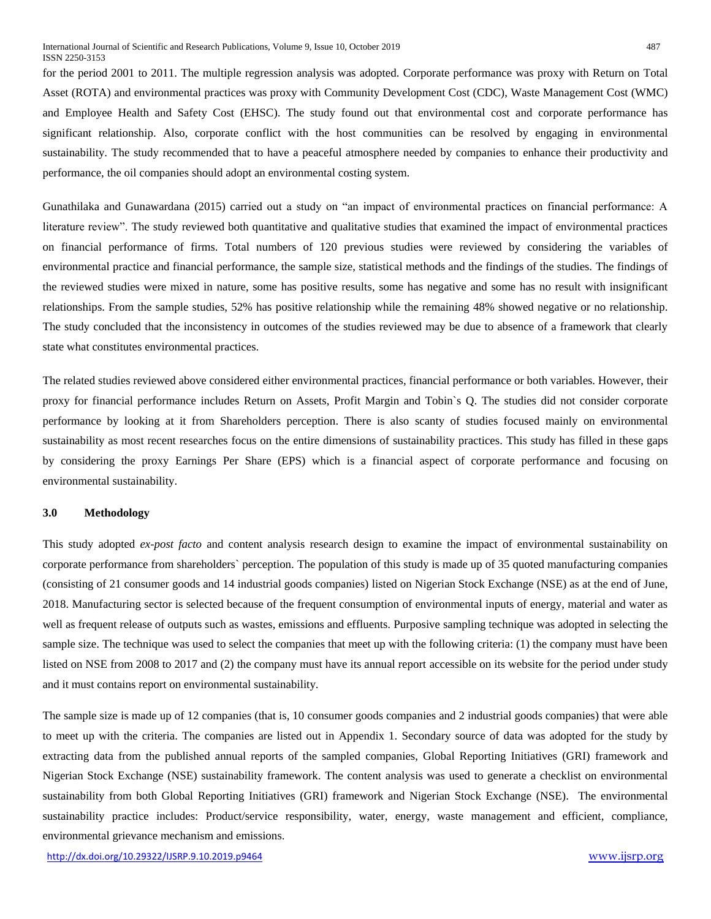for the period 2001 to 2011. The multiple regression analysis was adopted. Corporate performance was proxy with Return on Total Asset (ROTA) and environmental practices was proxy with Community Development Cost (CDC), Waste Management Cost (WMC) and Employee Health and Safety Cost (EHSC). The study found out that environmental cost and corporate performance has significant relationship. Also, corporate conflict with the host communities can be resolved by engaging in environmental sustainability. The study recommended that to have a peaceful atmosphere needed by companies to enhance their productivity and performance, the oil companies should adopt an environmental costing system.

Gunathilaka and Gunawardana (2015) carried out a study on "an impact of environmental practices on financial performance: A literature review". The study reviewed both quantitative and qualitative studies that examined the impact of environmental practices on financial performance of firms. Total numbers of 120 previous studies were reviewed by considering the variables of environmental practice and financial performance, the sample size, statistical methods and the findings of the studies. The findings of the reviewed studies were mixed in nature, some has positive results, some has negative and some has no result with insignificant relationships. From the sample studies, 52% has positive relationship while the remaining 48% showed negative or no relationship. The study concluded that the inconsistency in outcomes of the studies reviewed may be due to absence of a framework that clearly state what constitutes environmental practices.

The related studies reviewed above considered either environmental practices, financial performance or both variables. However, their proxy for financial performance includes Return on Assets, Profit Margin and Tobin`s Q. The studies did not consider corporate performance by looking at it from Shareholders perception. There is also scanty of studies focused mainly on environmental sustainability as most recent researches focus on the entire dimensions of sustainability practices. This study has filled in these gaps by considering the proxy Earnings Per Share (EPS) which is a financial aspect of corporate performance and focusing on environmental sustainability.

## 3.0 Methodology

This study adopted *ex-post facto* and content analysis research design to examine the impact of environmental sustainability on corporate performance from shareholders` perception. The population of this study is made up of 35 quoted manufacturing companies (consisting of 21 consumer goods and 14 industrial goods companies) listed on Nigerian Stock Exchange (NSE) as at the end of June, 2018. Manufacturing sector is selected because of the frequent consumption of environmental inputs of energy, material and water as well as frequent release of outputs such as wastes, emissions and effluents. Purposive sampling technique was adopted in selecting the sample size. The technique was used to select the companies that meet up with the following criteria: (1) the company must have been listed on NSE from 2008 to 2017 and (2) the company must have its annual report accessible on its website for the period under study and it must contains report on environmental sustainability.

The sample size is made up of 12 companies (that is, 10 consumer goods companies and 2 industrial goods companies) that were able to meet up with the criteria. The companies are listed out in Appendix 1. Secondary source of data was adopted for the study by extracting data from the published annual reports of the sampled companies, Global Reporting Initiatives (GRI) framework and Nigerian Stock Exchange (NSE) sustainability framework. The content analysis was used to generate a checklist on environmental sustainability from both Global Reporting Initiatives (GRI) framework and Nigerian Stock Exchange (NSE). The environmental sustainability practice includes: Product/service responsibility, water, energy, waste management and efficient, compliance, environmental grievance mechanism and emissions.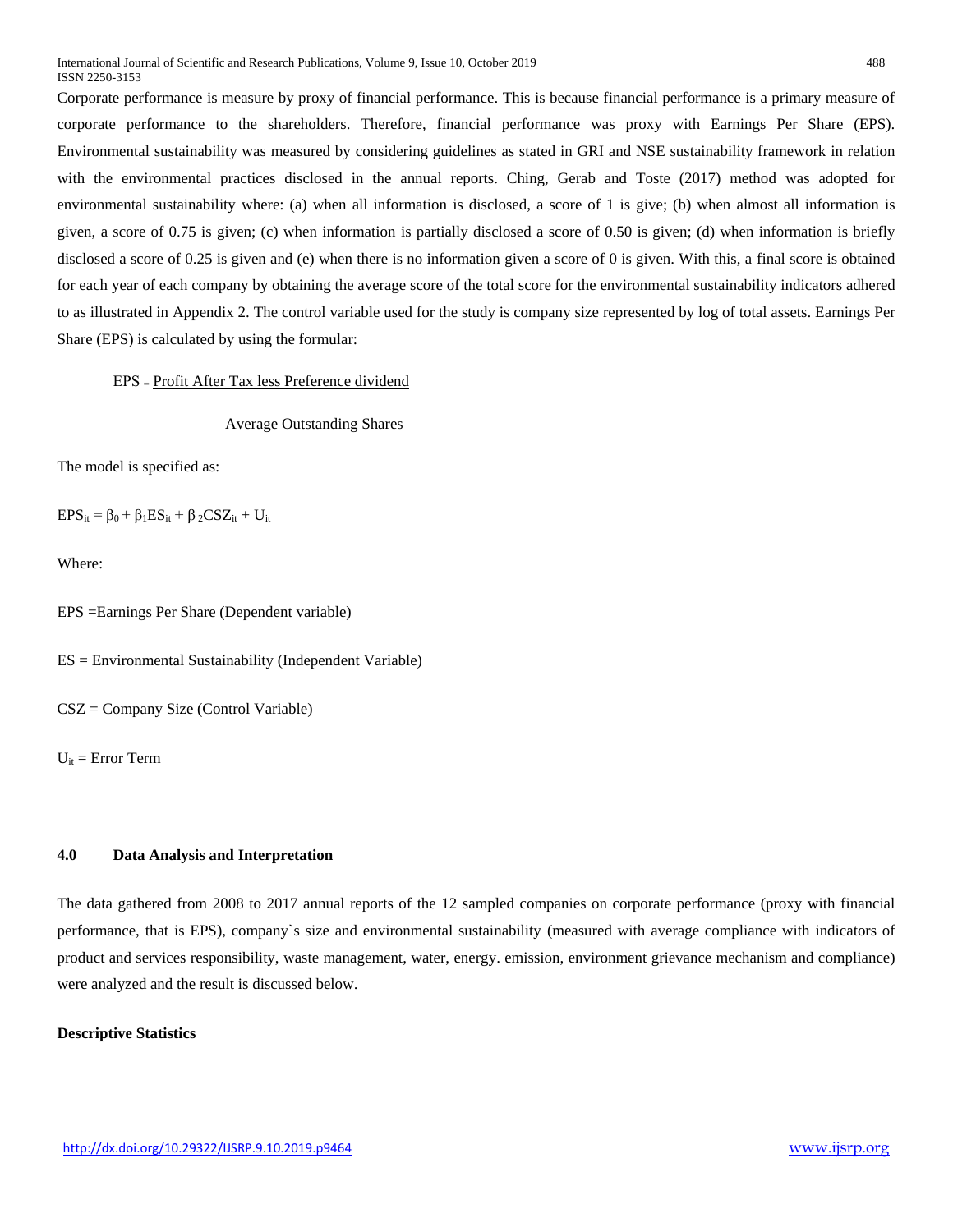Corporate performance is measure by proxy of financial performance. This is because financial performance is a primary measure of corporate performance to the shareholders. Therefore, financial performance was proxy with Earnings Per Share (EPS). Environmental sustainability was measured by considering guidelines as stated in GRI and NSE sustainability framework in relation with the environmental practices disclosed in the annual reports. Ching, Gerab and Toste (2017) method was adopted for environmental sustainability where: (a) when all information is disclosed, a score of 1 is give; (b) when almost all information is given, a score of 0.75 is given; (c) when information is partially disclosed a score of 0.50 is given; (d) when information is briefly disclosed a score of 0.25 is given and (e) when there is no information given a score of 0 is given. With this, a final score is obtained for each year of each company by obtaining the average score of the total score for the environmental sustainability indicators adhered to as illustrated in Appendix 2. The control variable used for the study is company size represented by log of total assets. Earnings Per Share (EPS) is calculated by using the formular:

$$EPS = \frac{\text{Profit After Tax less Preference dividend}}{\text{Average Outstanding Shares}}$$

The model is specified as:

$$EPS_{it} = \beta_0 + \beta_1 ES_{it} + \beta_2 CSZ_{it} + U_{it}$$

Where:

EPS =Earnings Per Share (Dependent variable)

ES = Environmental Sustainability (Independent Variable)

CSZ = Company Size (Control Variable)

$U_{it}$ = Error Term

## 4.0 Data Analysis and Interpretation

The data gathered from 2008 to 2017 annual reports of the 12 sampled companies on corporate performance (proxy with financial performance, that is EPS), company`s size and environmental sustainability (measured with average compliance with indicators of product and services responsibility, waste management, water, energy. emission, environment grievance mechanism and compliance) were analyzed and the result is discussed below.

**Descriptive Statistics**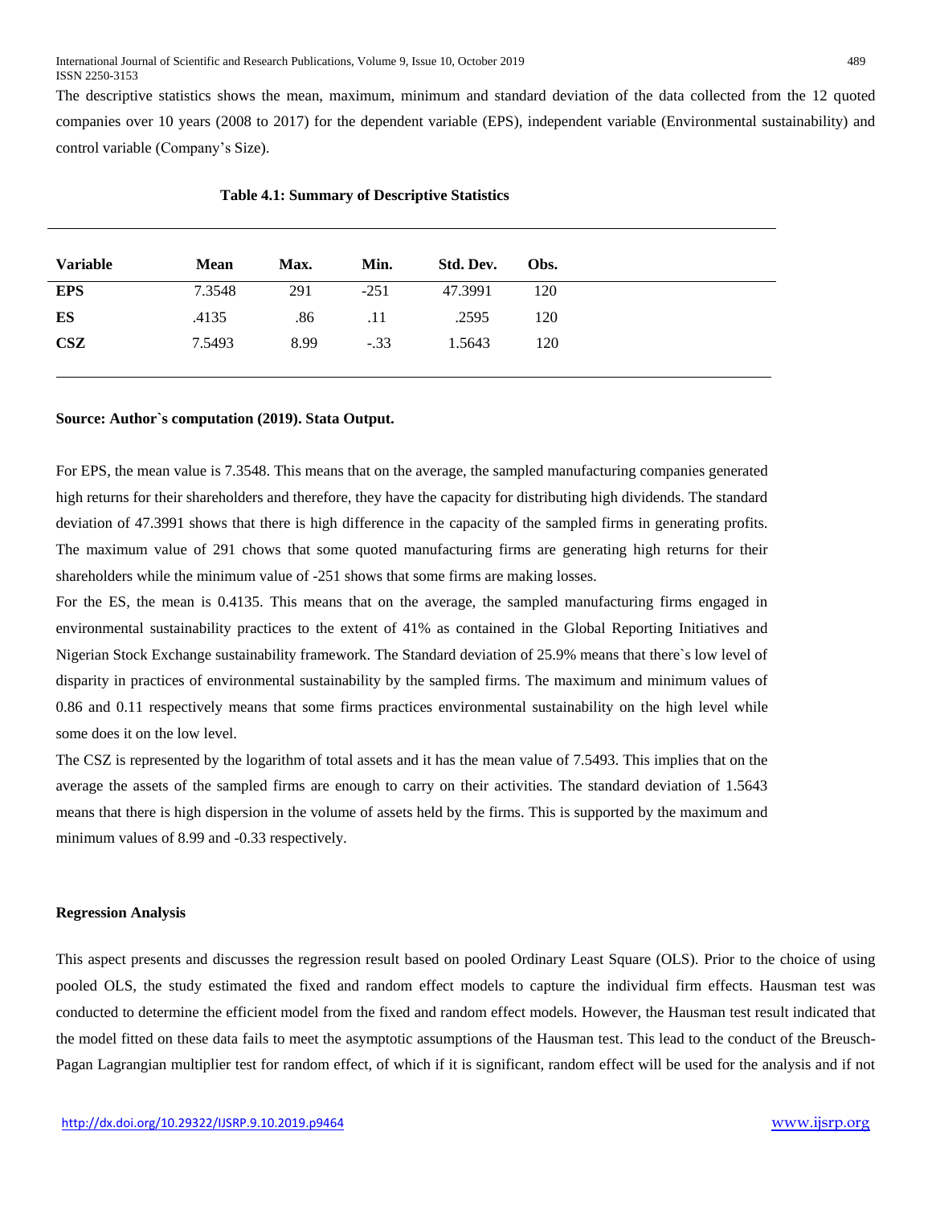The descriptive statistics shows the mean, maximum, minimum and standard deviation of the data collected from the 12 quoted companies over 10 years (2008 to 2017) for the dependent variable (EPS), independent variable (Environmental sustainability) and control variable (Company's Size).

**Table 4.1: Summary of Descriptive Statistics**

| Variable | Mean | Max. | Min. | Std. Dev. | Obs. |
|---|---|---|---|---|---|
| **EPS** | 7.3548 | 291 | -251 | 47.3991 | 120 |
| **ES** | .4135 | .86 | .11 | .2595 | 120 |
| **CSZ** | 7.5493 | 8.99 | -.33 | 1.5643 | 120 |

**Source: Author`s computation (2019). Stata Output.**

For EPS, the mean value is 7.3548. This means that on the average, the sampled manufacturing companies generated high returns for their shareholders and therefore, they have the capacity for distributing high dividends. The standard deviation of 47.3991 shows that there is high difference in the capacity of the sampled firms in generating profits. The maximum value of 291 chows that some quoted manufacturing firms are generating high returns for their shareholders while the minimum value of -251 shows that some firms are making losses.

For the ES, the mean is 0.4135. This means that on the average, the sampled manufacturing firms engaged in environmental sustainability practices to the extent of 41% as contained in the Global Reporting Initiatives and Nigerian Stock Exchange sustainability framework. The Standard deviation of 25.9% means that there`s low level of disparity in practices of environmental sustainability by the sampled firms. The maximum and minimum values of 0.86 and 0.11 respectively means that some firms practices environmental sustainability on the high level while some does it on the low level.

The CSZ is represented by the logarithm of total assets and it has the mean value of 7.5493. This implies that on the average the assets of the sampled firms are enough to carry on their activities. The standard deviation of 1.5643 means that there is high dispersion in the volume of assets held by the firms. This is supported by the maximum and minimum values of 8.99 and -0.33 respectively.

**Regression Analysis**

This aspect presents and discusses the regression result based on pooled Ordinary Least Square (OLS). Prior to the choice of using pooled OLS, the study estimated the fixed and random effect models to capture the individual firm effects. Hausman test was conducted to determine the efficient model from the fixed and random effect models. However, the Hausman test result indicated that the model fitted on these data fails to meet the asymptotic assumptions of the Hausman test. This lead to the conduct of the Breusch-Pagan Lagrangian multiplier test for random effect, of which if it is significant, random effect will be used for the analysis and if not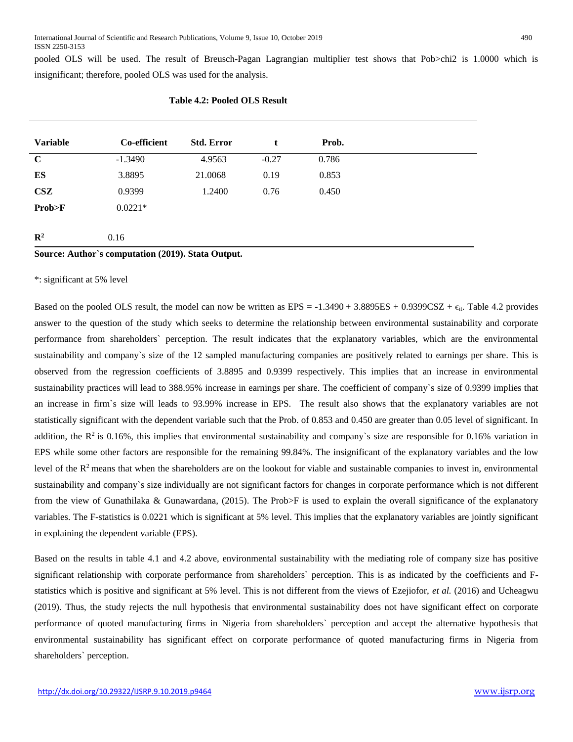pooled OLS will be used. The result of Breusch-Pagan Lagrangian multiplier test shows that Pob>chi2 is 1.0000 which is insignificant; therefore, pooled OLS was used for the analysis.

**Table 4.2: Pooled OLS Result**

| Variable | Co-efficient | Std. Error | t | Prob. |
|---|---|---|---|---|
| **C** | -1.3490 | 4.9563 | -0.27 | 0.786 |
| **ES** | 3.8895 | 21.0068 | 0.19 | 0.853 |
| **CSZ** | 0.9399 | 1.2400 | 0.76 | 0.450 |
| **Prob>F** | 0.0221* | | | |
| **$R^2$** | 0.16 | | | |

**Source: Author`s computation (2019). Stata Output.**

*: significant at 5% level

Based on the pooled OLS result, the model can now be written as EPS = -1.3490 + 3.8895ES + 0.9399CSZ + $\epsilon_{it}$. Table 4.2 provides answer to the question of the study which seeks to determine the relationship between environmental sustainability and corporate performance from shareholders` perception. The result indicates that the explanatory variables, which are the environmental sustainability and company`s size of the 12 sampled manufacturing companies are positively related to earnings per share. This is observed from the regression coefficients of 3.8895 and 0.9399 respectively. This implies that an increase in environmental sustainability practices will lead to 388.95% increase in earnings per share. The coefficient of company`s size of 0.9399 implies that an increase in firm`s size will leads to 93.99% increase in EPS. The result also shows that the explanatory variables are not statistically significant with the dependent variable such that the Prob. of 0.853 and 0.450 are greater than 0.05 level of significant. In addition, the $R^2$ is 0.16%, this implies that environmental sustainability and company`s size are responsible for 0.16% variation in EPS while some other factors are responsible for the remaining 99.84%. The insignificant of the explanatory variables and the low level of the $R^2$ means that when the shareholders are on the lookout for viable and sustainable companies to invest in, environmental sustainability and company`s size individually are not significant factors for changes in corporate performance which is not different from the view of Gunathilaka & Gunawardana, (2015). The Prob>F is used to explain the overall significance of the explanatory variables. The F-statistics is 0.0221 which is significant at 5% level. This implies that the explanatory variables are jointly significant in explaining the dependent variable (EPS).

Based on the results in table 4.1 and 4.2 above, environmental sustainability with the mediating role of company size has positive significant relationship with corporate performance from shareholders` perception. This is as indicated by the coefficients and F-statistics which is positive and significant at 5% level. This is not different from the views of Ezejiofor, *et al.* (2016) and Ucheagwu (2019). Thus, the study rejects the null hypothesis that environmental sustainability does not have significant effect on corporate performance of quoted manufacturing firms in Nigeria from shareholders` perception and accept the alternative hypothesis that environmental sustainability has significant effect on corporate performance of quoted manufacturing firms in Nigeria from shareholders` perception.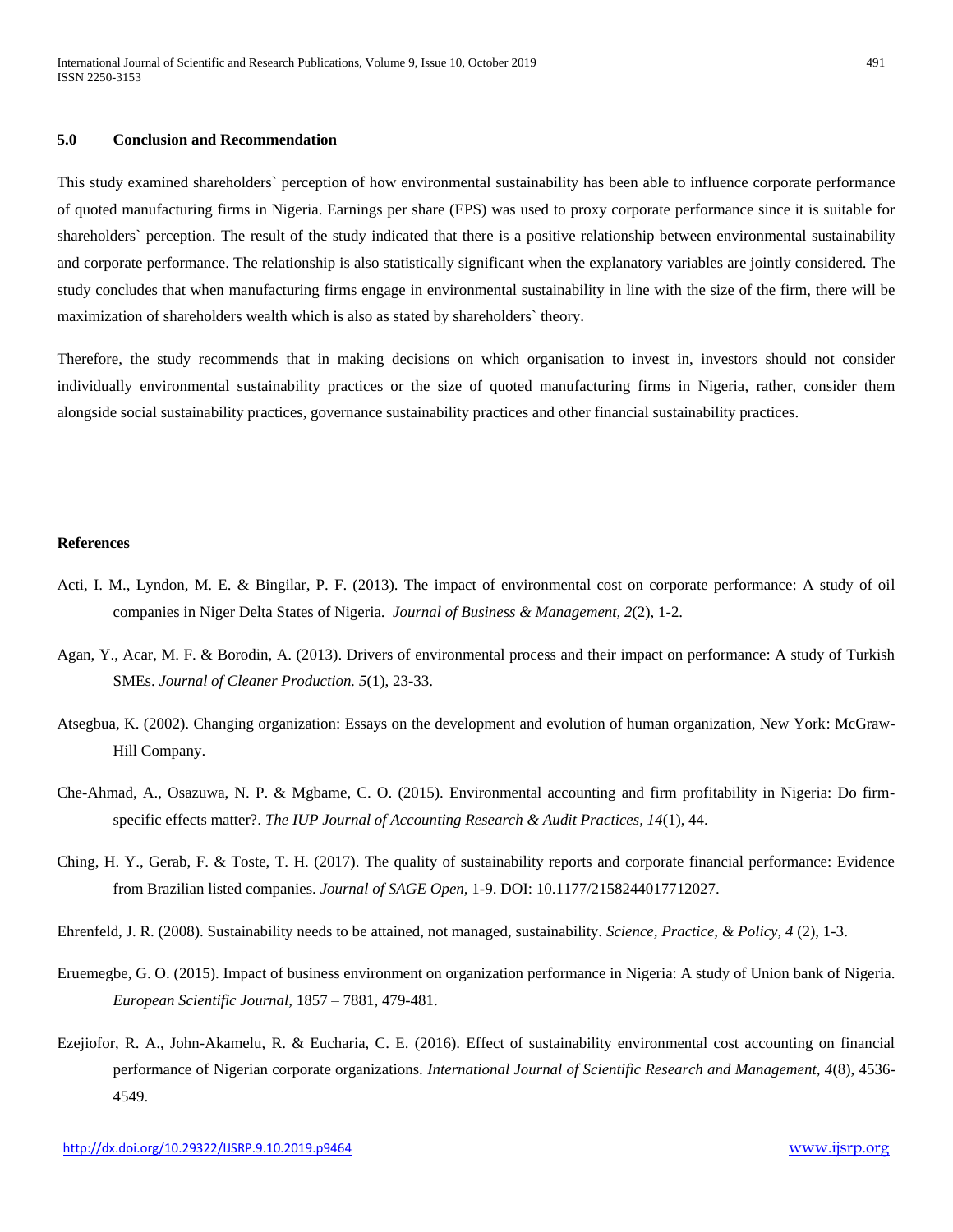## 5.0 Conclusion and Recommendation

This study examined shareholders` perception of how environmental sustainability has been able to influence corporate performance of quoted manufacturing firms in Nigeria. Earnings per share (EPS) was used to proxy corporate performance since it is suitable for shareholders` perception. The result of the study indicated that there is a positive relationship between environmental sustainability and corporate performance. The relationship is also statistically significant when the explanatory variables are jointly considered. The study concludes that when manufacturing firms engage in environmental sustainability in line with the size of the firm, there will be maximization of shareholders wealth which is also as stated by shareholders` theory.

Therefore, the study recommends that in making decisions on which organisation to invest in, investors should not consider individually environmental sustainability practices or the size of quoted manufacturing firms in Nigeria, rather, consider them alongside social sustainability practices, governance sustainability practices and other financial sustainability practices.

## References

Acti, I. M., Lyndon, M. E. & Bingilar, P. F. (2013). The impact of environmental cost on corporate performance: A study of oil companies in Niger Delta States of Nigeria. *Journal of Business & Management, 2*(2), 1-2.

Agan, Y., Acar, M. F. & Borodin, A. (2013). Drivers of environmental process and their impact on performance: A study of Turkish SMEs. *Journal of Cleaner Production. 5*(1), 23-33.

Atsegbua, K. (2002). Changing organization: Essays on the development and evolution of human organization, New York: McGraw-Hill Company.

Che-Ahmad, A., Osazuwa, N. P. & Mgbame, C. O. (2015). Environmental accounting and firm profitability in Nigeria: Do firm-specific effects matter?. *The IUP Journal of Accounting Research & Audit Practices, 14*(1), 44.

Ching, H. Y., Gerab, F. & Toste, T. H. (2017). The quality of sustainability reports and corporate financial performance: Evidence from Brazilian listed companies. *Journal of SAGE Open,* 1-9. DOI: 10.1177/2158244017712027.

Ehrenfeld, J. R. (2008). Sustainability needs to be attained, not managed, sustainability. *Science, Practice, & Policy, 4* (2), 1-3.

Eruemegbe, G. O. (2015). Impact of business environment on organization performance in Nigeria: A study of Union bank of Nigeria. *European Scientific Journal,* 1857 – 7881, 479-481.

Ezejiofor, R. A., John-Akamelu, R. & Eucharia, C. E. (2016). Effect of sustainability environmental cost accounting on financial performance of Nigerian corporate organizations. *International Journal of Scientific Research and Management, 4*(8), 4536-4549.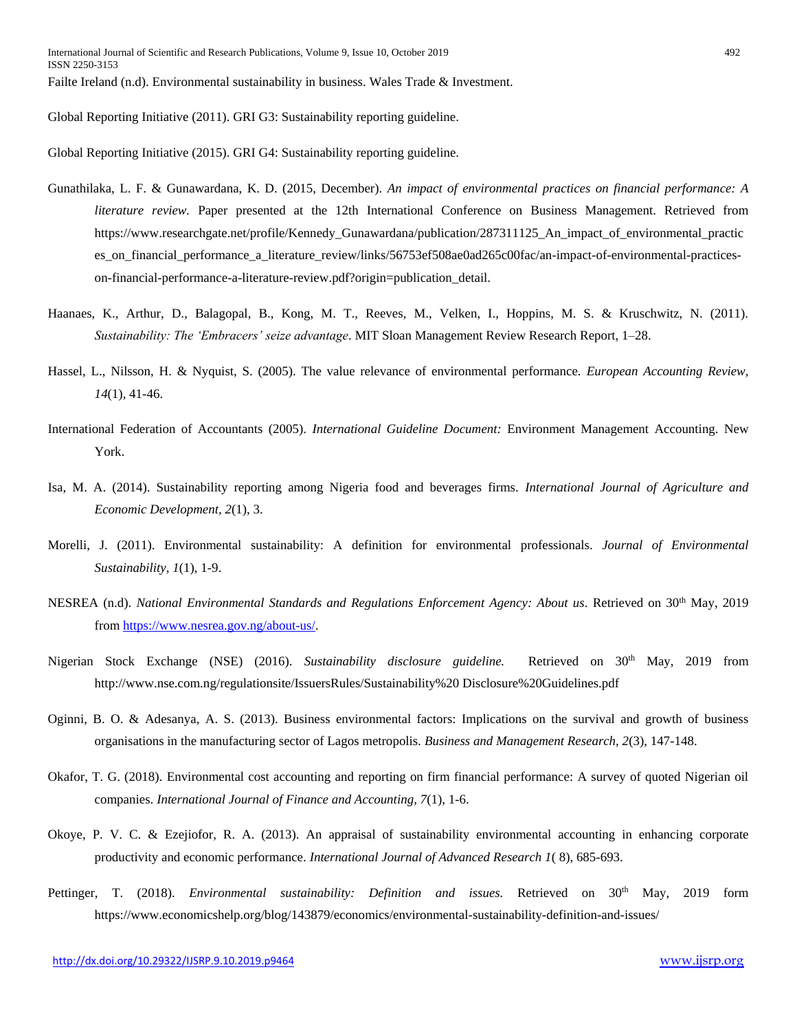Failte Ireland (n.d). Environmental sustainability in business. Wales Trade & Investment.

Global Reporting Initiative (2011). GRI G3: Sustainability reporting guideline.

Global Reporting Initiative (2015). GRI G4: Sustainability reporting guideline.

Gunathilaka, L. F. & Gunawardana, K. D. (2015, December). *An impact of environmental practices on financial performance: A literature review*. Paper presented at the 12th International Conference on Business Management. Retrieved from https://www.researchgate.net/profile/Kennedy_Gunawardana/publication/287311125_An_impact_of_environmental_practices_on_financial_performance_a_literature_review/links/56753ef508ae0ad265c00fac/an-impact-of-environmental-practices-on-financial-performance-a-literature-review.pdf?origin=publication_detail.

Haanaes, K., Arthur, D., Balagopal, B., Kong, M. T., Reeves, M., Velken, I., Hoppins, M. S. & Kruschwitz, N. (2011). *Sustainability: The 'Embracers' seize advantage*. MIT Sloan Management Review Research Report, 1–28.

Hassel, L., Nilsson, H. & Nyquist, S. (2005). The value relevance of environmental performance. *European Accounting Review, 14*(1), 41-46.

International Federation of Accountants (2005). *International Guideline Document:* Environment Management Accounting. New York.

Isa, M. A. (2014). Sustainability reporting among Nigeria food and beverages firms. *International Journal of Agriculture and Economic Development, 2*(1), 3.

Morelli, J. (2011). Environmental sustainability: A definition for environmental professionals. *Journal of Environmental Sustainability, 1*(1), 1-9.

NESREA (n.d). *National Environmental Standards and Regulations Enforcement Agency: About us*. Retrieved on 30th May, 2019 from https://www.nesrea.gov.ng/about-us/.

Nigerian Stock Exchange (NSE) (2016). *Sustainability disclosure guideline.* Retrieved on 30th May, 2019 from http://www.nse.com.ng/regulationsite/IssuersRules/Sustainability%20 Disclosure%20Guidelines.pdf

Oginni, B. O. & Adesanya, A. S. (2013). Business environmental factors: Implications on the survival and growth of business organisations in the manufacturing sector of Lagos metropolis. *Business and Management Research, 2*(3), 147-148.

Okafor, T. G. (2018). Environmental cost accounting and reporting on firm financial performance: A survey of quoted Nigerian oil companies. *International Journal of Finance and Accounting, 7*(1), 1-6.

Okoye, P. V. C. & Ezejiofor, R. A. (2013). An appraisal of sustainability environmental accounting in enhancing corporate productivity and economic performance. *International Journal of Advanced Research 1*( 8), 685-693.

Pettinger, T. (2018). *Environmental sustainability: Definition and issues.* Retrieved on 30th May, 2019 form https://www.economicshelp.org/blog/143879/economics/environmental-sustainability-definition-and-issues/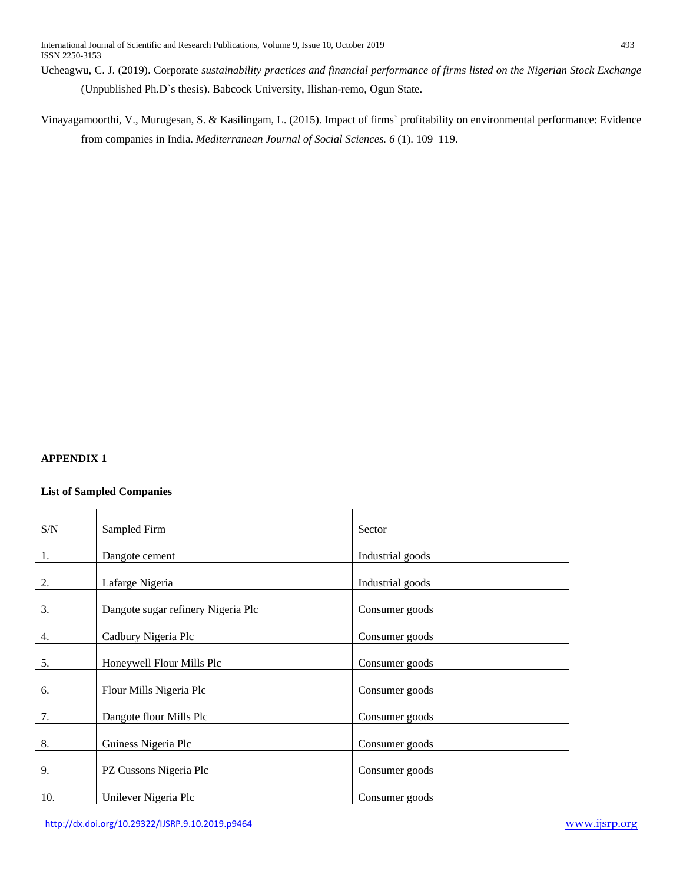Ucheagwu, C. J. (2019). Corporate *sustainability practices and financial performance of firms listed on the Nigerian Stock Exchange* (Unpublished Ph.D`s thesis). Babcock University, Ilishan-remo, Ogun State.

Vinayagamoorthi, V., Murugesan, S. & Kasilingam, L. (2015). Impact of firms` profitability on environmental performance: Evidence from companies in India. *Mediterranean Journal of Social Sciences. 6* (1). 109–119.

**APPENDIX 1**

**List of Sampled Companies**

| S/N | Sampled Firm | Sector |
|---|---|---|
| 1. | Dangote cement | Industrial goods |
| 2. | Lafarge Nigeria | Industrial goods |
| 3. | Dangote sugar refinery Nigeria Plc | Consumer goods |
| 4. | Cadbury Nigeria Plc | Consumer goods |
| 5. | Honeywell Flour Mills Plc | Consumer goods |
| 6. | Flour Mills Nigeria Plc | Consumer goods |
| 7. | Dangote flour Mills Plc | Consumer goods |
| 8. | Guiness Nigeria Plc | Consumer goods |
| 9. | PZ Cussons Nigeria Plc | Consumer goods |
| 10. | Unilever Nigeria Plc | Consumer goods |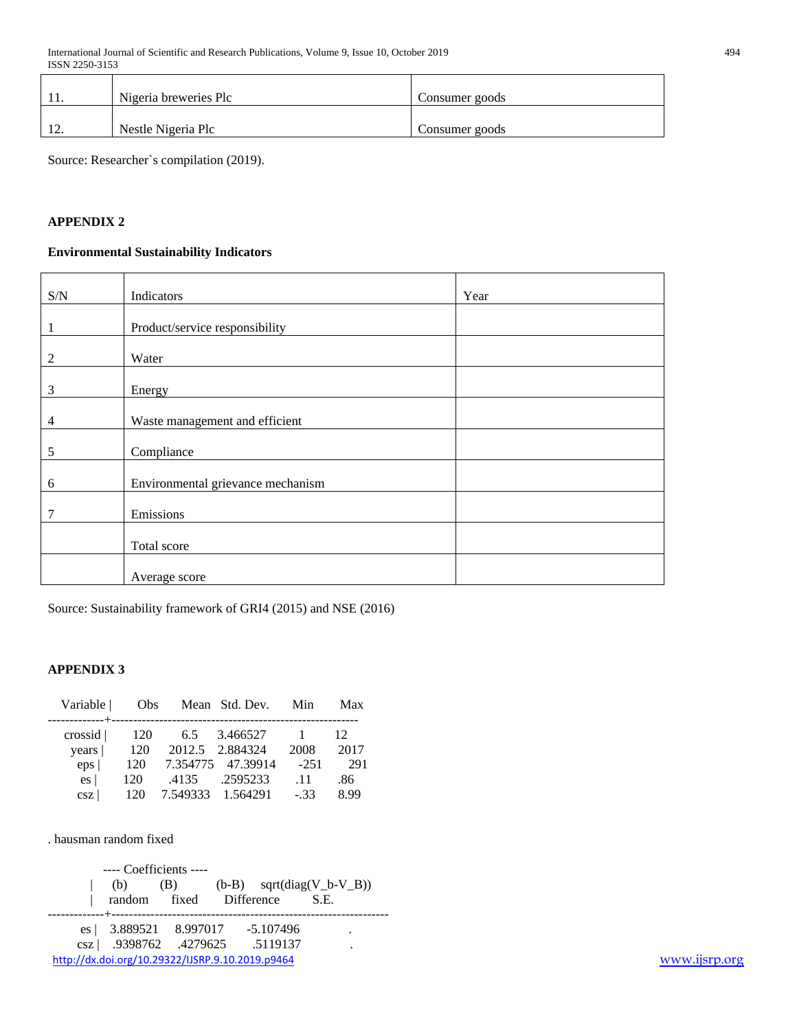| 11. | Nigeria breweries Plc | Consumer goods |
|---|---|---|
| 12. | Nestle Nigeria Plc | Consumer goods |

Source: Researcher`s compilation (2019).

**APPENDIX 2**

**Environmental Sustainability Indicators**

| S/N | Indicators | Year |
|---|---|---|
| 1 | Product/service responsibility | |
| 2 | Water | |
| 3 | Energy | |
| 4 | Waste management and efficient | |
| 5 | Compliance | |
| 6 | Environmental grievance mechanism | |
| 7 | Emissions | |
| | Total score | |
| | Average score | |

Source: Sustainability framework of GRI4 (2015) and NSE (2016)

**APPENDIX 3**

```
    Variable |      Obs       Mean   Std. Dev.      Min      Max
-------------+---------------------------------------------------------
     crossid |      120        6.5   3.466527        1       12
       years |      120     2012.5   2.884324     2008     2017
         eps |      120   7.354775   47.39914     -251      291
          es |      120      .4135   .2595233      .11      .86
         csz |      120   7.549333   1.564291     -.33     8.99
```

. hausman random fixed

```
             ---- Coefficients ----
             |      (b)          (B)            (b-B)     sqrt(diag(V_b-V_B))
             |     random       fixed        Difference          S.E.
-------------+----------------------------------------------------------------
          es |    3.889521     8.997017      -5.107496               .
         csz |    .9398762     .4279625       .5119137               .
```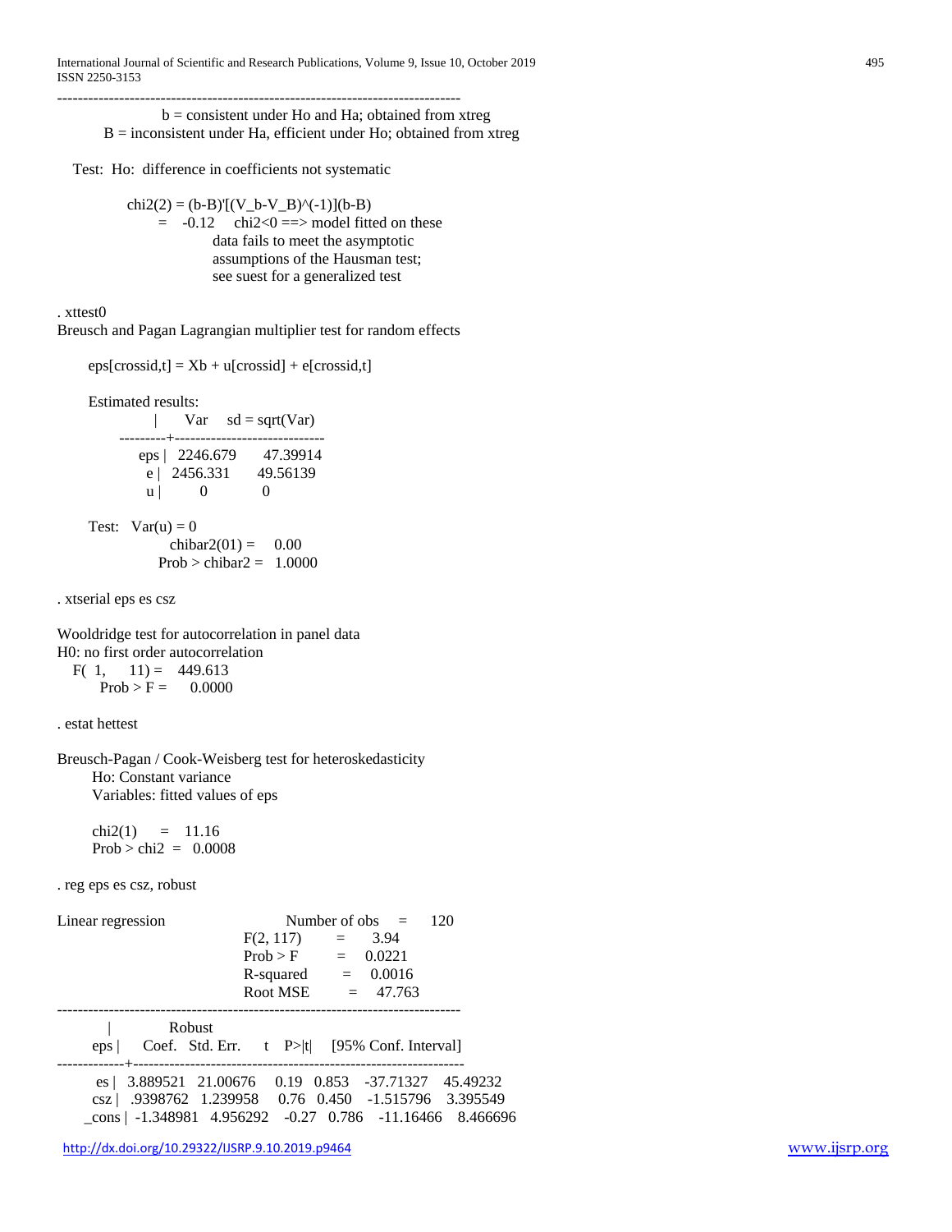```
------------------------------------------------------------------------------
                 b = consistent under Ho and Ha; obtained from xtreg
        B = inconsistent under Ha, efficient under Ho; obtained from xtreg

   Test:  Ho:  difference in coefficients not systematic

             chi2(2) = (b-B)'[(V_b-V_B)^(-1)](b-B)
                     =    -0.12    chi2<0 ==> model fitted on these
                                  data fails to meet the asymptotic
                                  assumptions of the Hausman test;
                                  see suest for a generalized test

. xttest0
Breusch and Pagan Lagrangian multiplier test for random effects

        eps[crossid,t] = Xb + u[crossid] + e[crossid,t]

        Estimated results:
                         |       Var     sd = sqrt(Var)
                ---------+-----------------------------
                     eps |   2246.679       47.39914
                       e |   2456.331       49.56139
                       u |          0              0

        Test:   Var(u) = 0
                             chibar2(01) =     0.00
                          Prob > chibar2 =   1.0000

. xtserial eps es csz

Wooldridge test for autocorrelation in panel data
H0: no first order autocorrelation
    F(  1,      11) =    449.613
           Prob > F =      0.0000

. estat hettest

Breusch-Pagan / Cook-Weisberg test for heteroskedasticity
         Ho: Constant variance
         Variables: fitted values of eps

         chi2(1)      =    11.16
         Prob > chi2  =   0.0008

. reg eps es csz, robust

Linear regression                               Number of obs     =        120
                                                F(2, 117)         =       3.94
                                                Prob > F          =     0.0221
                                                R-squared         =     0.0016
                                                Root MSE          =     47.763

------------------------------------------------------------------------------
             |               Robust
         eps |      Coef.   Std. Err.      t    P>|t|     [95% Conf. Interval]
-------------+----------------------------------------------------------------
          es |   3.889521   21.00676     0.19   0.853    -37.71327    45.49232
         csz |   .9398762   1.239958     0.76   0.450    -1.515796    3.395549
       _cons |  -1.348981   4.956292    -0.27   0.786    -11.16466    8.466696
```